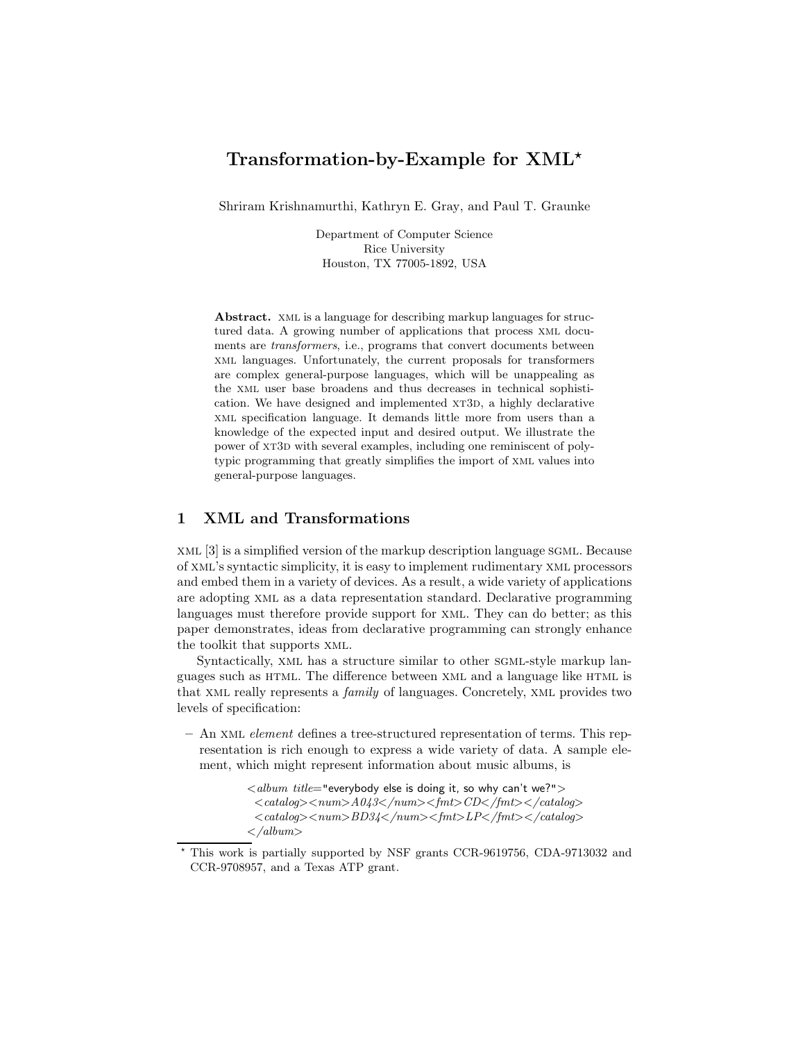# Transformation-by-Example for XML*

Shriram Krishnamurthi, Kathryn E. Gray, and Paul T. Graunke

Department of Computer Science
Rice University
Houston, TX 77005-1892, USA

**Abstract.** XML is a language for describing markup languages for structured data. A growing number of applications that process XML documents are *transformers*, i.e., programs that convert documents between XML languages. Unfortunately, the current proposals for transformers are complex general-purpose languages, which will be unappealing as the XML user base broadens and thus decreases in technical sophistication. We have designed and implemented XT3D, a highly declarative XML specification language. It demands little more from users than a knowledge of the expected input and desired output. We illustrate the power of XT3D with several examples, including one reminiscent of polytypic programming that greatly simplifies the import of XML values into general-purpose languages.

## 1 XML and Transformations

XML [3] is a simplified version of the markup description language SGML. Because of XML's syntactic simplicity, it is easy to implement rudimentary XML processors and embed them in a variety of devices. As a result, a wide variety of applications are adopting XML as a data representation standard. Declarative programming languages must therefore provide support for XML. They can do better; as this paper demonstrates, ideas from declarative programming can strongly enhance the toolkit that supports XML.

Syntactically, XML has a structure similar to other SGML-style markup languages such as HTML. The difference between XML and a language like HTML is that XML really represents a *family* of languages. Concretely, XML provides two levels of specification:

– An XML *element* defines a tree-structured representation of terms. This representation is rich enough to express a wide variety of data. A sample element, which might represent information about music albums, is

```
<album title="everybody else is doing it, so why can't we?">
 <catalog><num>A043</num><fmt>CD</fmt></catalog>
 <catalog><num>BD34</num><fmt>LP</fmt></catalog>
</album>
```

* This work is partially supported by NSF grants CCR-9619756, CDA-9713032 and CCR-9708957, and a Texas ATP grant.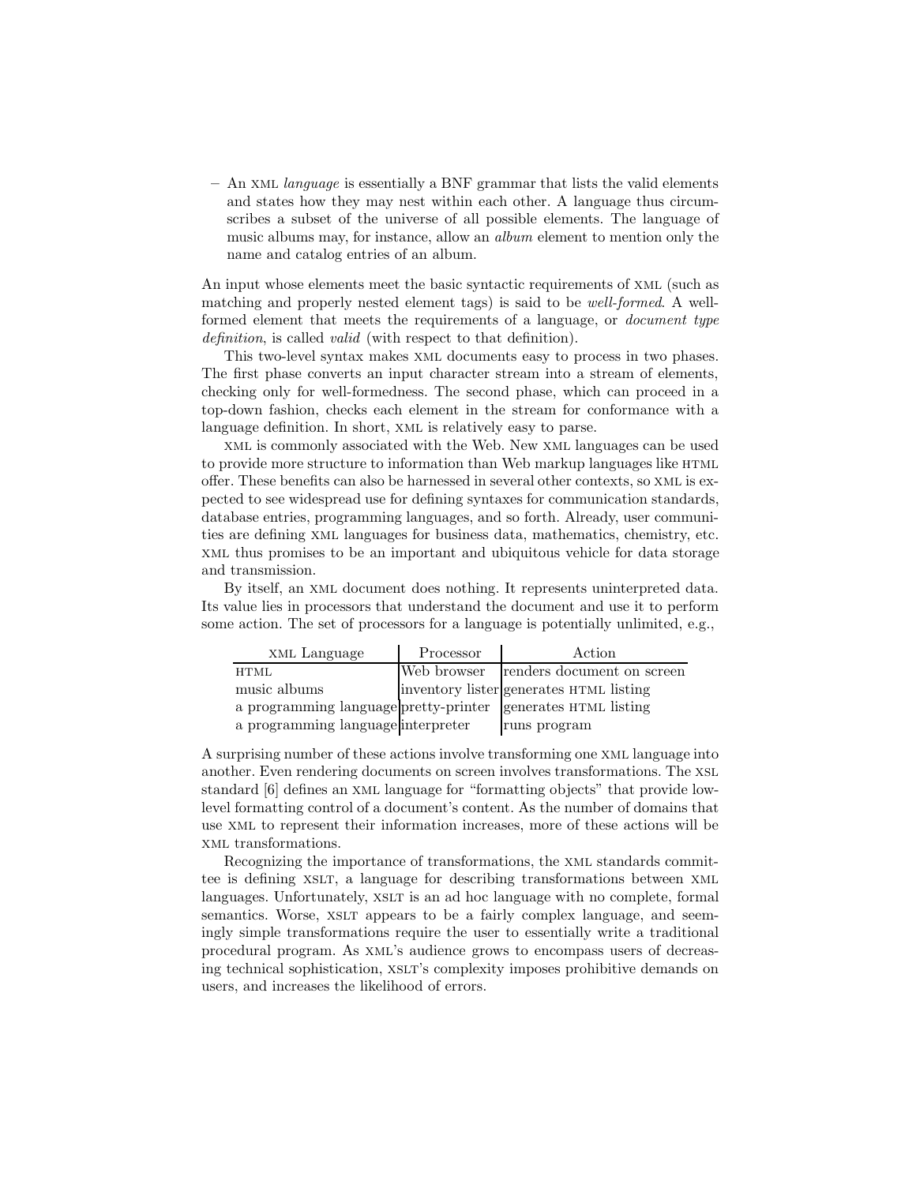– An XML *language* is essentially a BNF grammar that lists the valid elements and states how they may nest within each other. A language thus circumscribes a subset of the universe of all possible elements. The language of music albums may, for instance, allow an *album* element to mention only the name and catalog entries of an album.

An input whose elements meet the basic syntactic requirements of XML (such as matching and properly nested element tags) is said to be *well-formed*. A well-formed element that meets the requirements of a language, or *document type definition*, is called *valid* (with respect to that definition).

This two-level syntax makes XML documents easy to process in two phases. The first phase converts an input character stream into a stream of elements, checking only for well-formedness. The second phase, which can proceed in a top-down fashion, checks each element in the stream for conformance with a language definition. In short, XML is relatively easy to parse.

XML is commonly associated with the Web. New XML languages can be used to provide more structure to information than Web markup languages like HTML offer. These benefits can also be harnessed in several other contexts, so XML is expected to see widespread use for defining syntaxes for communication standards, database entries, programming languages, and so forth. Already, user communities are defining XML languages for business data, mathematics, chemistry, etc. XML thus promises to be an important and ubiquitous vehicle for data storage and transmission.

By itself, an XML document does nothing. It represents uninterpreted data. Its value lies in processors that understand the document and use it to perform some action. The set of processors for a language is potentially unlimited, e.g.,

| XML Language | Processor | Action |
|---|---|---|
| HTML | Web browser | renders document on screen |
| music albums | inventory lister | generates HTML listing |
| a programming language | pretty-printer | generates HTML listing |
| a programming language | interpreter | runs program |

A surprising number of these actions involve transforming one XML language into another. Even rendering documents on screen involves transformations. The XSL standard [6] defines an XML language for "formatting objects" that provide low-level formatting control of a document's content. As the number of domains that use XML to represent their information increases, more of these actions will be XML transformations.

Recognizing the importance of transformations, the XML standards committee is defining XSLT, a language for describing transformations between XML languages. Unfortunately, XSLT is an ad hoc language with no complete, formal semantics. Worse, XSLT appears to be a fairly complex language, and seemingly simple transformations require the user to essentially write a traditional procedural program. As XML's audience grows to encompass users of decreasing technical sophistication, XSLT's complexity imposes prohibitive demands on users, and increases the likelihood of errors.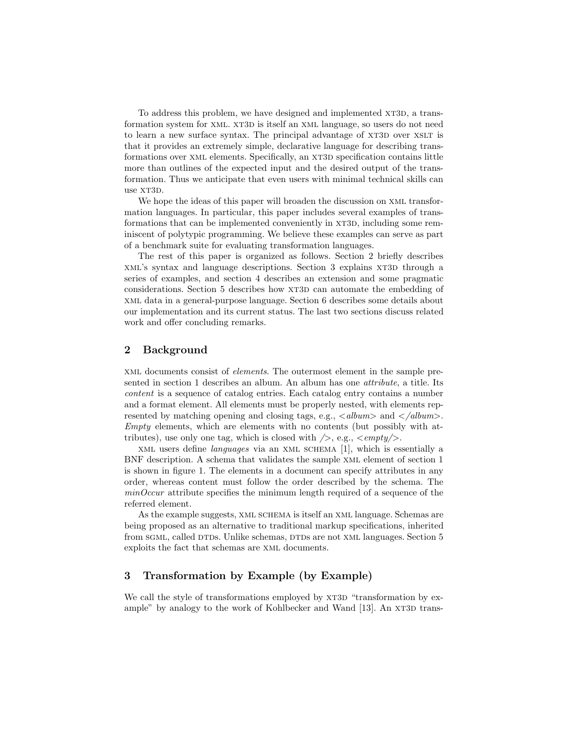To address this problem, we have designed and implemented XT3D, a transformation system for XML. XT3D is itself an XML language, so users do not need to learn a new surface syntax. The principal advantage of XT3D over XSLT is that it provides an extremely simple, declarative language for describing transformations over XML elements. Specifically, an XT3D specification contains little more than outlines of the expected input and the desired output of the transformation. Thus we anticipate that even users with minimal technical skills can use XT3D.

We hope the ideas of this paper will broaden the discussion on XML transformation languages. In particular, this paper includes several examples of transformations that can be implemented conveniently in XT3D, including some reminiscent of polytypic programming. We believe these examples can serve as part of a benchmark suite for evaluating transformation languages.

The rest of this paper is organized as follows. Section 2 briefly describes XML's syntax and language descriptions. Section 3 explains XT3D through a series of examples, and section 4 describes an extension and some pragmatic considerations. Section 5 describes how XT3D can automate the embedding of XML data in a general-purpose language. Section 6 describes some details about our implementation and its current status. The last two sections discuss related work and offer concluding remarks.

## 2 Background

XML documents consist of *elements*. The outermost element in the sample presented in section 1 describes an album. An album has one *attribute*, a title. Its *content* is a sequence of catalog entries. Each catalog entry contains a number and a format element. All elements must be properly nested, with elements represented by matching opening and closing tags, e.g., *<album>* and *</album>*. *Empty* elements, which are elements with no contents (but possibly with attributes), use only one tag, which is closed with */>*, e.g., *<empty/>*.

XML users define *languages* via an XML SCHEMA [1], which is essentially a BNF description. A schema that validates the sample XML element of section 1 is shown in figure 1. The elements in a document can specify attributes in any order, whereas content must follow the order described by the schema. The *minOccur* attribute specifies the minimum length required of a sequence of the referred element.

As the example suggests, XML SCHEMA is itself an XML language. Schemas are being proposed as an alternative to traditional markup specifications, inherited from SGML, called DTDs. Unlike schemas, DTDs are not XML languages. Section 5 exploits the fact that schemas are XML documents.

## 3 Transformation by Example (by Example)

We call the style of transformations employed by XT3D "transformation by example" by analogy to the work of Kohlbecker and Wand [13]. An XT3D trans-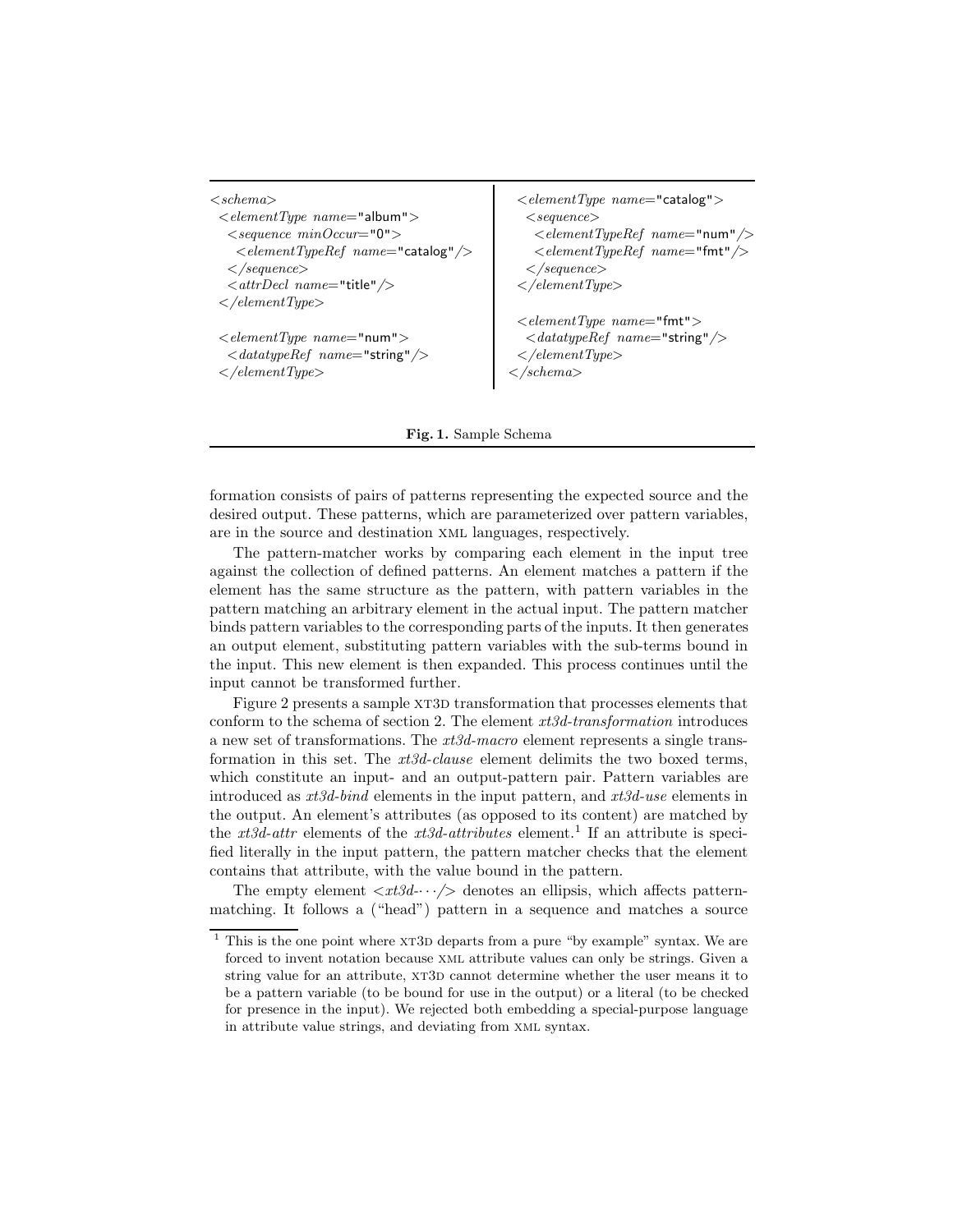```
<schema>
  <elementType name="album">
    <sequence minOccur="0">
      <elementTypeRef name="catalog"/>
    </sequence>
    <attrDecl name="title"/>
  </elementType>

  <elementType name="num">
    <datatypeRef name="string"/>
  </elementType>

  <elementType name="catalog">
    <sequence>
      <elementTypeRef name="num"/>
      <elementTypeRef name="fmt"/>
    </sequence>
  </elementType>

  <elementType name="fmt">
    <datatypeRef name="string"/>
  </elementType>
</schema>
```

**Fig. 1.** Sample Schema

formation consists of pairs of patterns representing the expected source and the desired output. These patterns, which are parameterized over pattern variables, are in the source and destination XML languages, respectively.

The pattern-matcher works by comparing each element in the input tree against the collection of defined patterns. An element matches a pattern if the element has the same structure as the pattern, with pattern variables in the pattern matching an arbitrary element in the actual input. The pattern matcher binds pattern variables to the corresponding parts of the inputs. It then generates an output element, substituting pattern variables with the sub-terms bound in the input. This new element is then expanded. This process continues until the input cannot be transformed further.

Figure 2 presents a sample XT3D transformation that processes elements that conform to the schema of section 2. The element *xt3d-transformation* introduces a new set of transformations. The *xt3d-macro* element represents a single transformation in this set. The *xt3d-clause* element delimits the two boxed terms, which constitute an input- and an output-pattern pair. Pattern variables are introduced as *xt3d-bind* elements in the input pattern, and *xt3d-use* elements in the output. An element's attributes (as opposed to its content) are matched by the *xt3d-attr* elements of the *xt3d-attributes* element.[1] If an attribute is specified literally in the input pattern, the pattern matcher checks that the element contains that attribute, with the value bound in the pattern.

The empty element <*xt3d-···*/> denotes an ellipsis, which affects pattern-matching. It follows a ("head") pattern in a sequence and matches a source

[1] This is the one point where XT3D departs from a pure "by example" syntax. We are forced to invent notation because XML attribute values can only be strings. Given a string value for an attribute, XT3D cannot determine whether the user means it to be a pattern variable (to be bound for use in the output) or a literal (to be checked for presence in the input). We rejected both embedding a special-purpose language in attribute value strings, and deviating from XML syntax.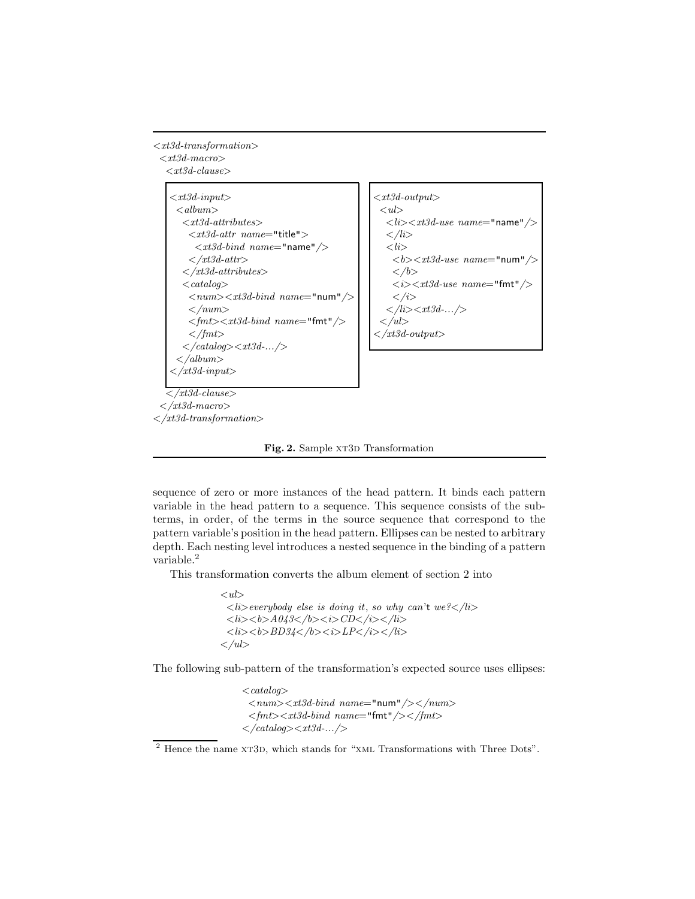```
<xt3d-transformation>
 <xt3d-macro>
  <xt3d-clause>
```

```
<xt3d-input>
  <album>
    <xt3d-attributes>
      <xt3d-attr name="title">
        <xt3d-bind name="name"/>
      </xt3d-attr>
    </xt3d-attributes>
    <catalog>
      <num><xt3d-bind name="num"/>
      </num>
      <fmt><xt3d-bind name="fmt"/>
      </fmt>
    </catalog><xt3d-.../>
  </album>
</xt3d-input>
```

```
<xt3d-output>
  <ul>
    <li><xt3d-use name="name"/>
    </li>
    <li>
      <b><xt3d-use name="num"/>
      </b>
      <i><xt3d-use name="fmt"/>
      </i>
    </li><xt3d-.../>
  </ul>
</xt3d-output>
```

```
  </xt3d-clause>
 </xt3d-macro>
</xt3d-transformation>
```

**Fig. 2.** Sample XT3D Transformation

sequence of zero or more instances of the head pattern. It binds each pattern variable in the head pattern to a sequence. This sequence consists of the subterms, in order, of the terms in the source sequence that correspond to the pattern variable's position in the head pattern. Ellipses can be nested to arbitrary depth. Each nesting level introduces a nested sequence in the binding of a pattern variable.[2]

This transformation converts the album element of section 2 into

```
<ul>
  <li>everybody else is doing it, so why can't we?</li>
  <li><b>A043</b><i>CD</i></li>
  <li><b>BD34</b><i>LP</i></li>
</ul>
```

The following sub-pattern of the transformation's expected source uses ellipses:

```
<catalog>
  <num><xt3d-bind name="num"/></num>
  <fmt><xt3d-bind name="fmt"/></fmt>
</catalog><xt3d-.../>
```

[2] Hence the name XT3D, which stands for "XML Transformations with Three Dots".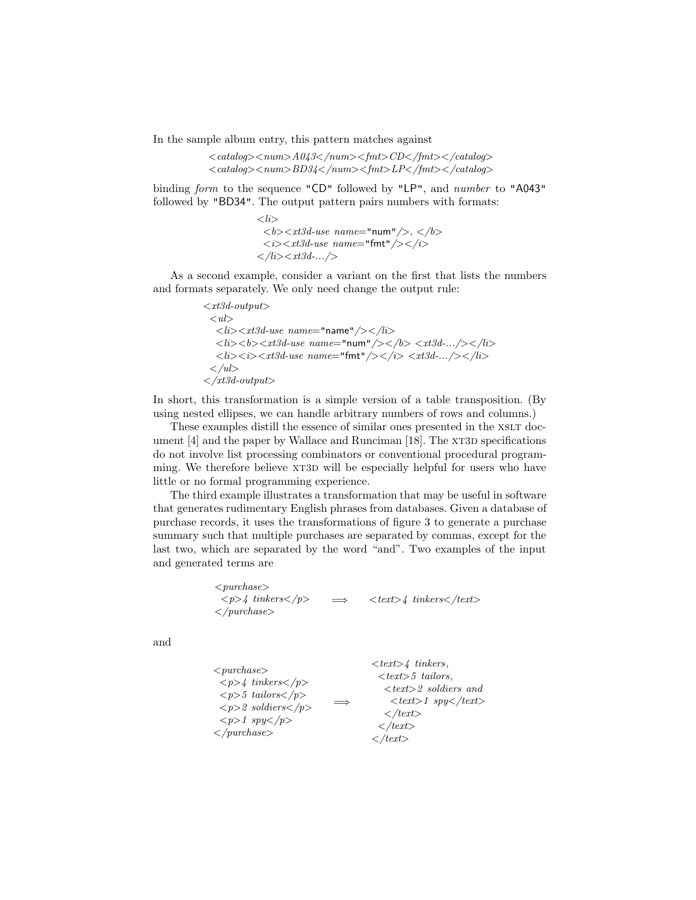In the sample album entry, this pattern matches against

```
<catalog><num>A043</num><fmt>CD</fmt></catalog>
<catalog><num>BD34</num><fmt>LP</fmt></catalog>
```

binding *form* to the sequence "CD" followed by "LP", and *number* to "A043" followed by "BD34". The output pattern pairs numbers with formats:

```
<li>
  <b><xt3d-use name="num"/>, </b>
  <i><xt3d-use name="fmt"/></i>
</li><xt3d-.../>
```

As a second example, consider a variant on the first that lists the numbers and formats separately. We only need change the output rule:

```
<xt3d-output>
  <ul>
    <li><xt3d-use name="name"/></li>
    <li><b><xt3d-use name="num"/></b> <xt3d-.../></li>
    <li><i><xt3d-use name="fmt"/></i> <xt3d-.../></li>
  </ul>
</xt3d-output>
```

In short, this transformation is a simple version of a table transposition. (By using nested ellipses, we can handle arbitrary numbers of rows and columns.)

These examples distill the essence of similar ones presented in the XSLT document [4] and the paper by Wallace and Runciman [18]. The XT3D specifications do not involve list processing combinators or conventional procedural programming. We therefore believe XT3D will be especially helpful for users who have little or no formal programming experience.

The third example illustrates a transformation that may be useful in software that generates rudimentary English phrases from databases. Given a database of purchase records, it uses the transformations of figure 3 to generate a purchase summary such that multiple purchases are separated by commas, except for the last two, which are separated by the word "and". Two examples of the input and generated terms are

```
<purchase>
  <p>4 tinkers</p>      ⟹      <text>4 tinkers</text>
</purchase>
```

and

```
                              <text>4 tinkers,
<purchase>                      <text>5 tailors,
  <p>4 tinkers</p>                <text>2 soldiers and
  <p>5 tailors</p>                  <text>1 spy</text>
  <p>2 soldiers</p>     ⟹         </text>
  <p>1 spy</p>                    </text>
</purchase>                   </text>
```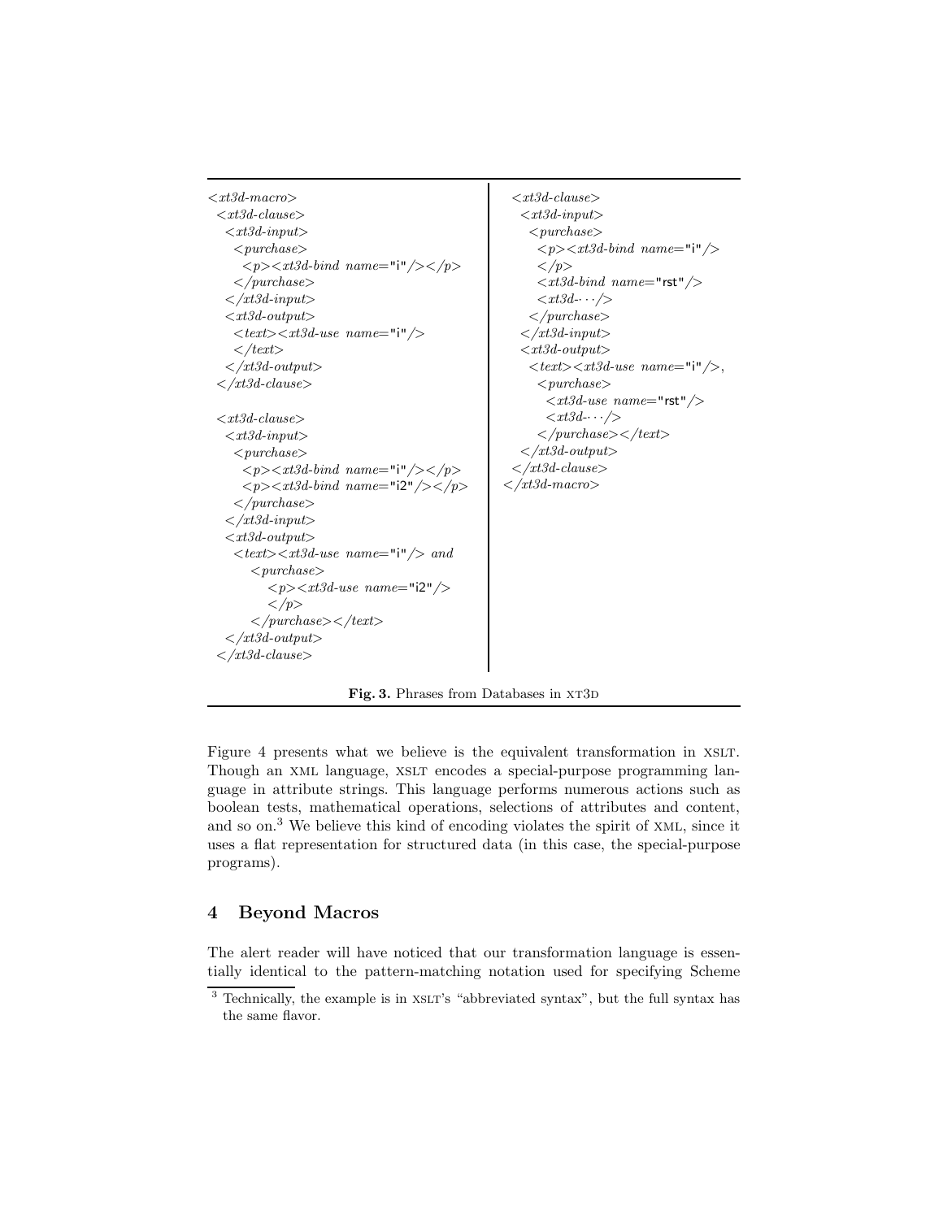```
<xt3d-macro>
 <xt3d-clause>
  <xt3d-input>
   <purchase>
    <p><xt3d-bind name="i"/></p>
   </purchase>
  </xt3d-input>
  <xt3d-output>
   <text><xt3d-use name="i"/>
   </text>
  </xt3d-output>
 </xt3d-clause>

 <xt3d-clause>
  <xt3d-input>
   <purchase>
    <p><xt3d-bind name="i"/></p>
    <p><xt3d-bind name="i2"/></p>
   </purchase>
  </xt3d-input>
  <xt3d-output>
   <text><xt3d-use name="i"/> and
      <purchase>
         <p><xt3d-use name="i2"/>
         </p>
      </purchase></text>
  </xt3d-output>
 </xt3d-clause>

 <xt3d-clause>
  <xt3d-input>
   <purchase>
    <p><xt3d-bind name="i"/>
    </p>
    <xt3d-bind name="rst"/>
    <xt3d-···/>
   </purchase>
  </xt3d-input>
  <xt3d-output>
   <text><xt3d-use name="i"/>,
    <purchase>
     <xt3d-use name="rst"/>
     <xt3d-···/>
    </purchase></text>
  </xt3d-output>
 </xt3d-clause>
</xt3d-macro>
```

**Fig. 3.** Phrases from Databases in XT3D

Figure 4 presents what we believe is the equivalent transformation in XSLT. Though an XML language, XSLT encodes a special-purpose programming language in attribute strings. This language performs numerous actions such as boolean tests, mathematical operations, selections of attributes and content, and so on.[3] We believe this kind of encoding violates the spirit of XML, since it uses a flat representation for structured data (in this case, the special-purpose programs).

## 4 Beyond Macros

The alert reader will have noticed that our transformation language is essentially identical to the pattern-matching notation used for specifying Scheme

[3] Technically, the example is in XSLT's "abbreviated syntax", but the full syntax has the same flavor.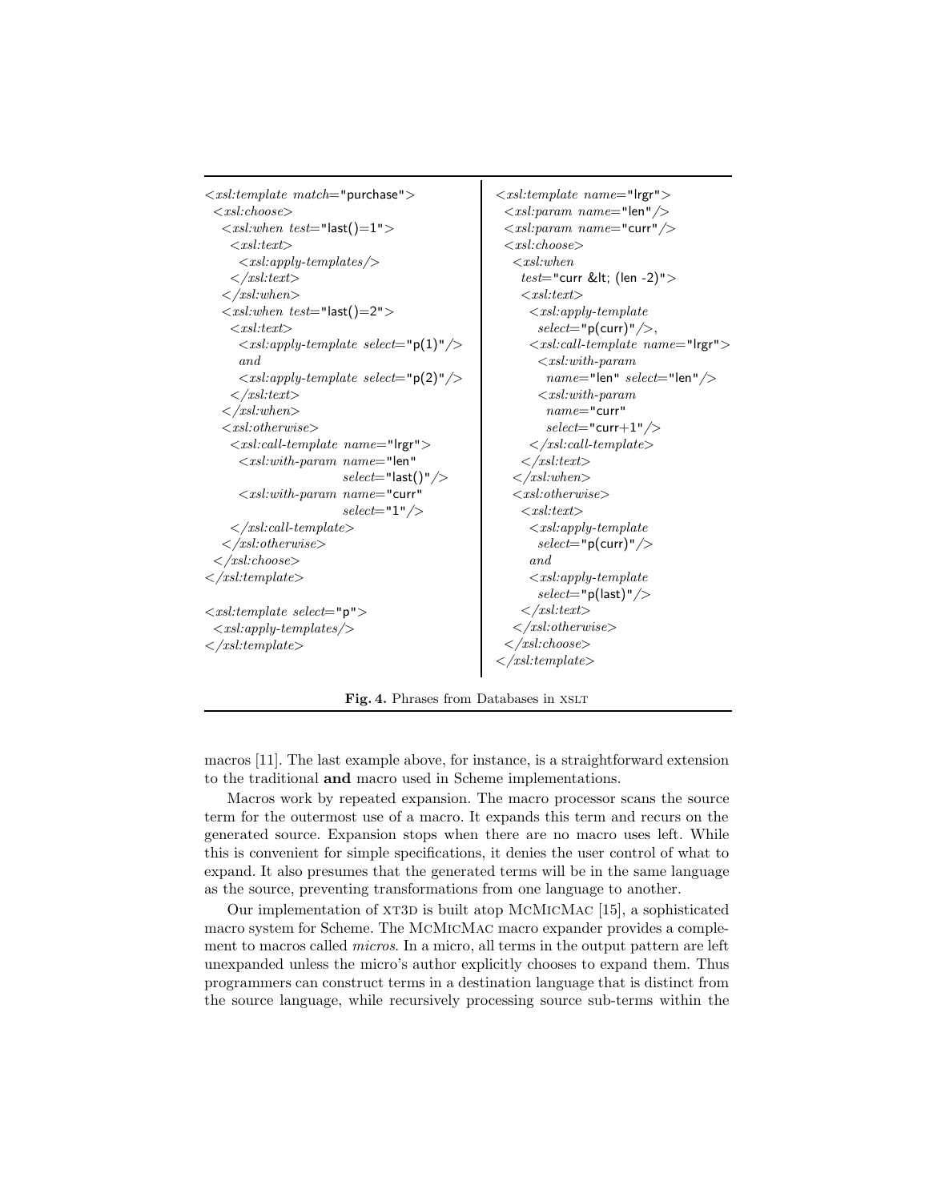```
<xsl:template match="purchase">
 <xsl:choose>
  <xsl:when test="last()=1">
   <xsl:text>
    <xsl:apply-templates/>
   </xsl:text>
  </xsl:when>
  <xsl:when test="last()=2">
   <xsl:text>
    <xsl:apply-template select="p(1)"/>
    and
    <xsl:apply-template select="p(2)"/>
   </xsl:text>
  </xsl:when>
  <xsl:otherwise>
   <xsl:call-template name="lrgr">
    <xsl:with-param name="len"
                    select="last()"/>
    <xsl:with-param name="curr"
                    select="1"/>
   </xsl:call-template>
  </xsl:otherwise>
 </xsl:choose>
</xsl:template>

<xsl:template select="p">
 <xsl:apply-templates/>
</xsl:template>
```

```
<xsl:template name="lrgr">
 <xsl:param name="len"/>
 <xsl:param name="curr"/>
 <xsl:choose>
  <xsl:when
   test="curr &lt; (len -2)">
   <xsl:text>
    <xsl:apply-template
     select="p(curr)"/>,
    <xsl:call-template name="lrgr">
     <xsl:with-param
      name="len" select="len"/>
     <xsl:with-param
      name="curr"
      select="curr+1"/>
    </xsl:call-template>
   </xsl:text>
  </xsl:when>
  <xsl:otherwise>
   <xsl:text>
    <xsl:apply-template
     select="p(curr)"/>
    and
    <xsl:apply-template
     select="p(last)"/>
   </xsl:text>
  </xsl:otherwise>
 </xsl:choose>
</xsl:template>
```

**Fig. 4.** Phrases from Databases in XSLT

macros [11]. The last example above, for instance, is a straightforward extension to the traditional **and** macro used in Scheme implementations.

Macros work by repeated expansion. The macro processor scans the source term for the outermost use of a macro. It expands this term and recurs on the generated source. Expansion stops when there are no macro uses left. While this is convenient for simple specifications, it denies the user control of what to expand. It also presumes that the generated terms will be in the same language as the source, preventing transformations from one language to another.

Our implementation of XT3D is built atop McMicMac [15], a sophisticated macro system for Scheme. The McMicMac macro expander provides a complement to macros called *micros*. In a micro, all terms in the output pattern are left unexpanded unless the micro's author explicitly chooses to expand them. Thus programmers can construct terms in a destination language that is distinct from the source language, while recursively processing source sub-terms within the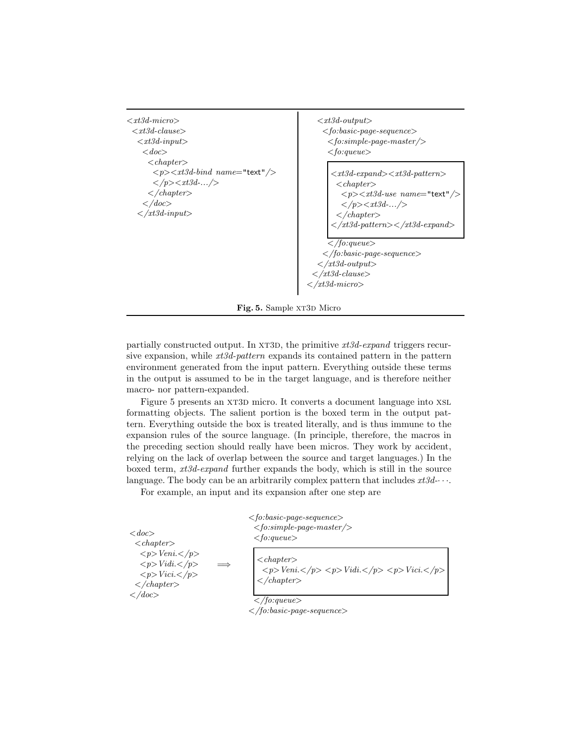```
<xt3d-micro>
  <xt3d-clause>
    <xt3d-input>
      <doc>
        <chapter>
          <p><xt3d-bind name="text"/>
          </p><xt3d-.../>
        </chapter>
      </doc>
    </xt3d-input>
    <xt3d-output>
      <fo:basic-page-sequence>
        <fo:simple-page-master/>
        <fo:queue>
          ┌──────────────────────────────────────────────┐
          │ <xt3d-expand><xt3d-pattern>                  │
          │   <chapter>                                  │
          │     <p><xt3d-use name="text"/>               │
          │     </p><xt3d-.../>                          │
          │   </chapter>                                 │
          │ </xt3d-pattern></xt3d-expand>                │
          └──────────────────────────────────────────────┘
        </fo:queue>
      </fo:basic-page-sequence>
    </xt3d-output>
  </xt3d-clause>
</xt3d-micro>
```

**Fig. 5.** Sample XT3D Micro

partially constructed output. In XT3D, the primitive *xt3d-expand* triggers recursive expansion, while *xt3d-pattern* expands its contained pattern in the pattern environment generated from the input pattern. Everything outside these terms in the output is assumed to be in the target language, and is therefore neither macro- nor pattern-expanded.

Figure 5 presents an XT3D micro. It converts a document language into XSL formatting objects. The salient portion is the boxed term in the output pattern. Everything outside the box is treated literally, and is thus immune to the expansion rules of the source language. (In principle, therefore, the macros in the preceding section should really have been micros. They work by accident, relying on the lack of overlap between the source and target languages.) In the boxed term, *xt3d-expand* further expands the body, which is still in the source language. The body can be an arbitrarily complex pattern that includes *xt3d-*$\cdots$.

For example, an input and its expansion after one step are

```
<doc>                        <fo:basic-page-sequence>
  <chapter>                    <fo:simple-page-master/>
    <p>Veni.</p>               <fo:queue>
    <p>Vidi.</p>       ==>   ┌──────────────────────────────────────────┐
    <p>Vici.</p>             │ <chapter>                                │
  </chapter>                 │   <p>Veni.</p> <p>Vidi.</p> <p>Vici.</p> │
</doc>                       │ </chapter>                               │
                             └──────────────────────────────────────────┘
                               </fo:queue>
                             </fo:basic-page-sequence>
```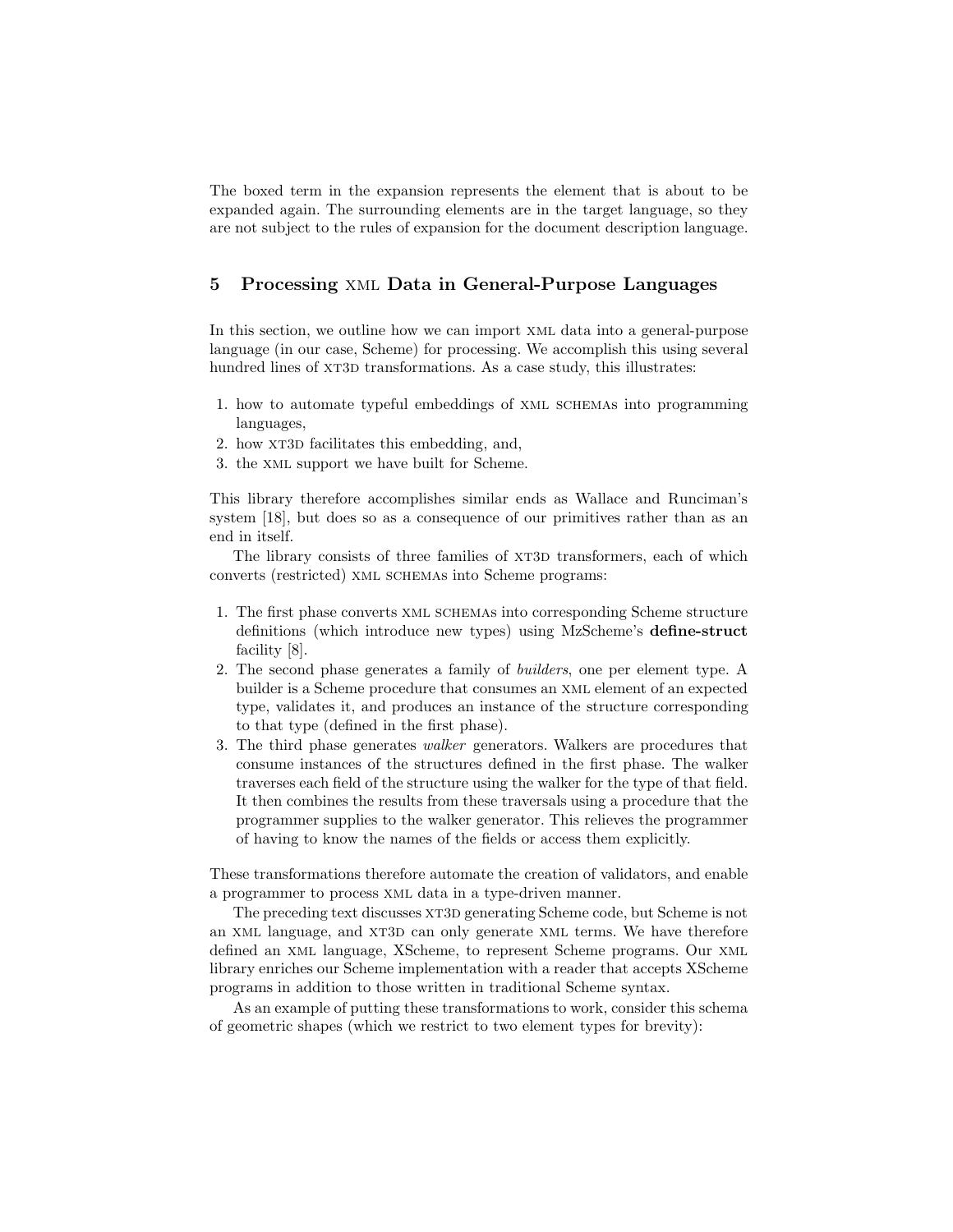The boxed term in the expansion represents the element that is about to be expanded again. The surrounding elements are in the target language, so they are not subject to the rules of expansion for the document description language.

## 5 Processing XML Data in General-Purpose Languages

In this section, we outline how we can import XML data into a general-purpose language (in our case, Scheme) for processing. We accomplish this using several hundred lines of XT3D transformations. As a case study, this illustrates:

1. how to automate typeful embeddings of XML SCHEMAs into programming languages,
2. how XT3D facilitates this embedding, and,
3. the XML support we have built for Scheme.

This library therefore accomplishes similar ends as Wallace and Runciman's system [18], but does so as a consequence of our primitives rather than as an end in itself.

The library consists of three families of XT3D transformers, each of which converts (restricted) XML SCHEMAs into Scheme programs:

1. The first phase converts XML SCHEMAs into corresponding Scheme structure definitions (which introduce new types) using MzScheme's **define-struct** facility [8].
2. The second phase generates a family of *builders*, one per element type. A builder is a Scheme procedure that consumes an XML element of an expected type, validates it, and produces an instance of the structure corresponding to that type (defined in the first phase).
3. The third phase generates *walker* generators. Walkers are procedures that consume instances of the structures defined in the first phase. The walker traverses each field of the structure using the walker for the type of that field. It then combines the results from these traversals using a procedure that the programmer supplies to the walker generator. This relieves the programmer of having to know the names of the fields or access them explicitly.

These transformations therefore automate the creation of validators, and enable a programmer to process XML data in a type-driven manner.

The preceding text discusses XT3D generating Scheme code, but Scheme is not an XML language, and XT3D can only generate XML terms. We have therefore defined an XML language, XScheme, to represent Scheme programs. Our XML library enriches our Scheme implementation with a reader that accepts XScheme programs in addition to those written in traditional Scheme syntax.

As an example of putting these transformations to work, consider this schema of geometric shapes (which we restrict to two element types for brevity):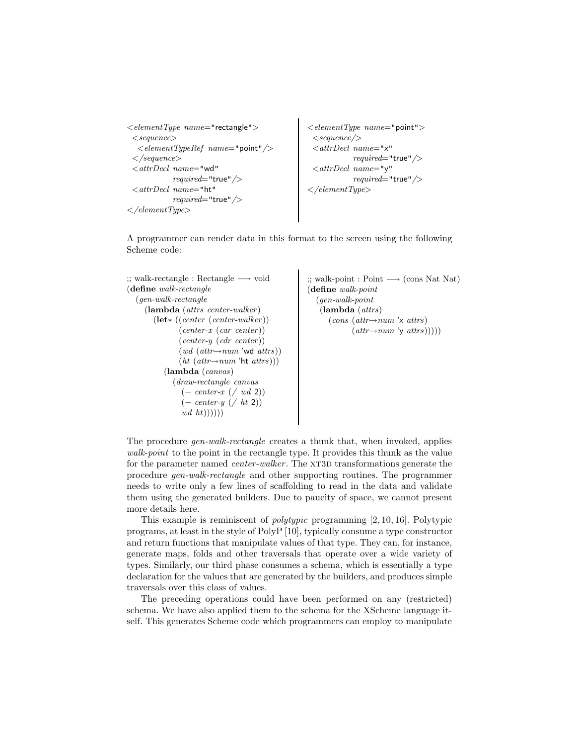```
<elementType name="rectangle">
  <sequence>
    <elementTypeRef name="point"/>
  </sequence>
  <attrDecl name="wd"
            required="true"/>
  <attrDecl name="ht"
            required="true"/>
</elementType>
```

```
<elementType name="point">
  <sequence/>
  <attrDecl name="x"
            required="true"/>
  <attrDecl name="y"
            required="true"/>
</elementType>
```

A programmer can render data in this format to the screen using the following Scheme code:

```
;; walk-rectangle : Rectangle ⟶ void
(define walk-rectangle
  (gen-walk-rectangle
    (lambda (attrs center-walker)
      (let* ((center (center-walker))
             (center-x (car center))
             (center-y (cdr center))
             (wd (attr→num 'wd attrs))
             (ht (attr→num 'ht attrs)))
        (lambda (canvas)
          (draw-rectangle canvas
            (− center-x (/ wd 2))
            (− center-y (/ ht 2))
            wd ht))))))
```

```
;; walk-point : Point ⟶ (cons Nat Nat)
(define walk-point
  (gen-walk-point
    (lambda (attrs)
      (cons (attr→num 'x attrs)
            (attr→num 'y attrs)))))
```

The procedure *gen-walk-rectangle* creates a thunk that, when invoked, applies *walk-point* to the point in the rectangle type. It provides this thunk as the value for the parameter named *center-walker*. The XT3D transformations generate the procedure *gen-walk-rectangle* and other supporting routines. The programmer needs to write only a few lines of scaffolding to read in the data and validate them using the generated builders. Due to paucity of space, we cannot present more details here.

This example is reminiscent of *polytypic* programming [2, 10, 16]. Polytypic programs, at least in the style of PolyP [10], typically consume a type constructor and return functions that manipulate values of that type. They can, for instance, generate maps, folds and other traversals that operate over a wide variety of types. Similarly, our third phase consumes a schema, which is essentially a type declaration for the values that are generated by the builders, and produces simple traversals over this class of values.

The preceding operations could have been performed on any (restricted) schema. We have also applied them to the schema for the XScheme language itself. This generates Scheme code which programmers can employ to manipulate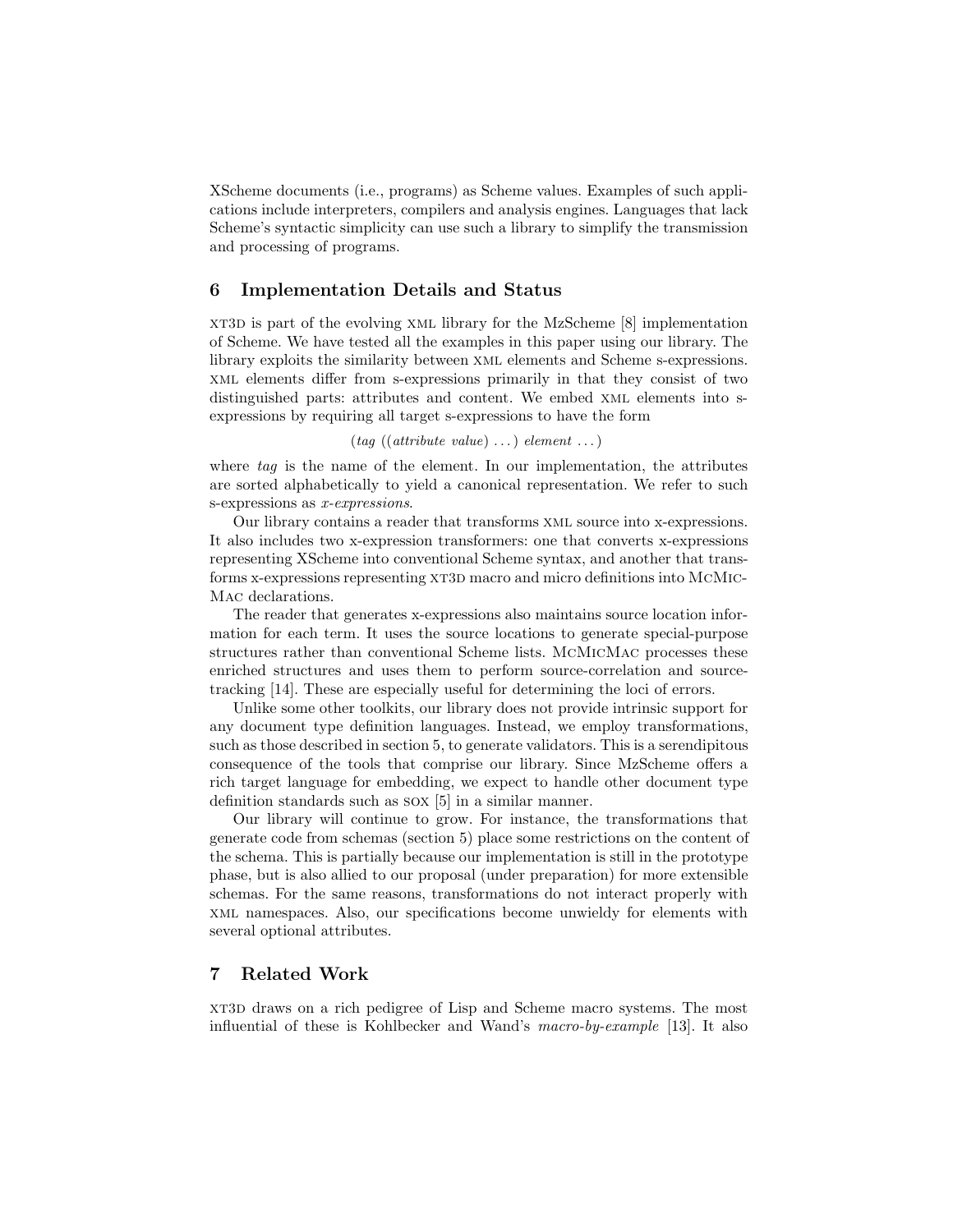XScheme documents (i.e., programs) as Scheme values. Examples of such applications include interpreters, compilers and analysis engines. Languages that lack Scheme's syntactic simplicity can use such a library to simplify the transmission and processing of programs.

## 6 Implementation Details and Status

XT3D is part of the evolving XML library for the MzScheme [8] implementation of Scheme. We have tested all the examples in this paper using our library. The library exploits the similarity between XML elements and Scheme s-expressions. XML elements differ from s-expressions primarily in that they consist of two distinguished parts: attributes and content. We embed XML elements into s-expressions by requiring all target s-expressions to have the form

$$(tag\ ((attribute\ value)\ \ldots)\ element\ \ldots)$$

where *tag* is the name of the element. In our implementation, the attributes are sorted alphabetically to yield a canonical representation. We refer to such s-expressions as *x-expressions*.

Our library contains a reader that transforms XML source into x-expressions. It also includes two x-expression transformers: one that converts x-expressions representing XScheme into conventional Scheme syntax, and another that transforms x-expressions representing XT3D macro and micro definitions into McMicMac declarations.

The reader that generates x-expressions also maintains source location information for each term. It uses the source locations to generate special-purpose structures rather than conventional Scheme lists. McMicMac processes these enriched structures and uses them to perform source-correlation and source-tracking [14]. These are especially useful for determining the loci of errors.

Unlike some other toolkits, our library does not provide intrinsic support for any document type definition languages. Instead, we employ transformations, such as those described in section 5, to generate validators. This is a serendipitous consequence of the tools that comprise our library. Since MzScheme offers a rich target language for embedding, we expect to handle other document type definition standards such as SOX [5] in a similar manner.

Our library will continue to grow. For instance, the transformations that generate code from schemas (section 5) place some restrictions on the content of the schema. This is partially because our implementation is still in the prototype phase, but is also allied to our proposal (under preparation) for more extensible schemas. For the same reasons, transformations do not interact properly with XML namespaces. Also, our specifications become unwieldy for elements with several optional attributes.

## 7 Related Work

XT3D draws on a rich pedigree of Lisp and Scheme macro systems. The most influential of these is Kohlbecker and Wand's *macro-by-example* [13]. It also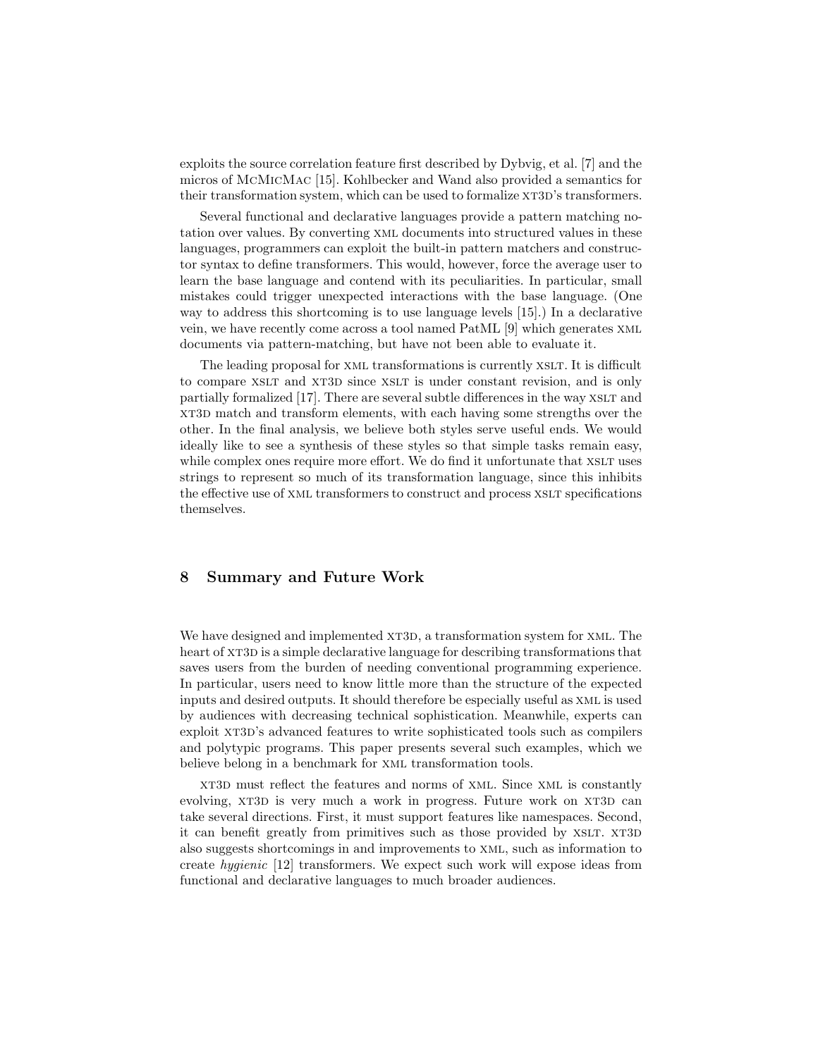exploits the source correlation feature first described by Dybvig, et al. [7] and the micros of McMicMac [15]. Kohlbecker and Wand also provided a semantics for their transformation system, which can be used to formalize XT3D's transformers.

Several functional and declarative languages provide a pattern matching notation over values. By converting XML documents into structured values in these languages, programmers can exploit the built-in pattern matchers and constructor syntax to define transformers. This would, however, force the average user to learn the base language and contend with its peculiarities. In particular, small mistakes could trigger unexpected interactions with the base language. (One way to address this shortcoming is to use language levels [15].) In a declarative vein, we have recently come across a tool named PatML [9] which generates XML documents via pattern-matching, but have not been able to evaluate it.

The leading proposal for XML transformations is currently XSLT. It is difficult to compare XSLT and XT3D since XSLT is under constant revision, and is only partially formalized [17]. There are several subtle differences in the way XSLT and XT3D match and transform elements, with each having some strengths over the other. In the final analysis, we believe both styles serve useful ends. We would ideally like to see a synthesis of these styles so that simple tasks remain easy, while complex ones require more effort. We do find it unfortunate that XSLT uses strings to represent so much of its transformation language, since this inhibits the effective use of XML transformers to construct and process XSLT specifications themselves.

## 8 Summary and Future Work

We have designed and implemented XT3D, a transformation system for XML. The heart of XT3D is a simple declarative language for describing transformations that saves users from the burden of needing conventional programming experience. In particular, users need to know little more than the structure of the expected inputs and desired outputs. It should therefore be especially useful as XML is used by audiences with decreasing technical sophistication. Meanwhile, experts can exploit XT3D's advanced features to write sophisticated tools such as compilers and polytypic programs. This paper presents several such examples, which we believe belong in a benchmark for XML transformation tools.

XT3D must reflect the features and norms of XML. Since XML is constantly evolving, XT3D is very much a work in progress. Future work on XT3D can take several directions. First, it must support features like namespaces. Second, it can benefit greatly from primitives such as those provided by XSLT. XT3D also suggests shortcomings in and improvements to XML, such as information to create *hygienic* [12] transformers. We expect such work will expose ideas from functional and declarative languages to much broader audiences.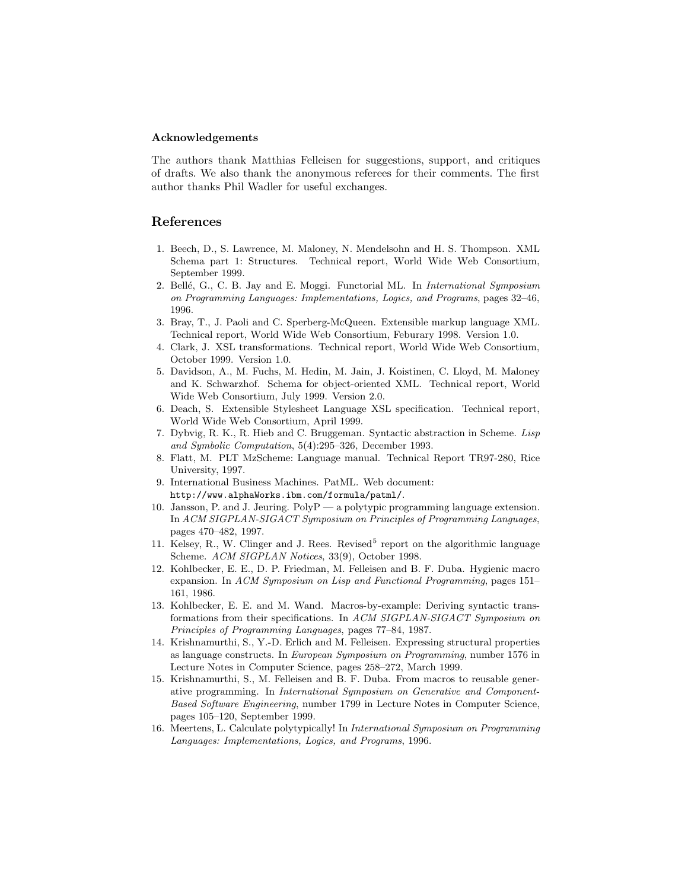### Acknowledgements

The authors thank Matthias Felleisen for suggestions, support, and critiques of drafts. We also thank the anonymous referees for their comments. The first author thanks Phil Wadler for useful exchanges.

## References

1. Beech, D., S. Lawrence, M. Maloney, N. Mendelsohn and H. S. Thompson. XML Schema part 1: Structures. Technical report, World Wide Web Consortium, September 1999.
2. Bellé, G., C. B. Jay and E. Moggi. Functorial ML. In *International Symposium on Programming Languages: Implementations, Logics, and Programs*, pages 32–46, 1996.
3. Bray, T., J. Paoli and C. Sperberg-McQueen. Extensible markup language XML. Technical report, World Wide Web Consortium, Feburary 1998. Version 1.0.
4. Clark, J. XSL transformations. Technical report, World Wide Web Consortium, October 1999. Version 1.0.
5. Davidson, A., M. Fuchs, M. Hedin, M. Jain, J. Koistinen, C. Lloyd, M. Maloney and K. Schwarzhof. Schema for object-oriented XML. Technical report, World Wide Web Consortium, July 1999. Version 2.0.
6. Deach, S. Extensible Stylesheet Language XSL specification. Technical report, World Wide Web Consortium, April 1999.
7. Dybvig, R. K., R. Hieb and C. Bruggeman. Syntactic abstraction in Scheme. *Lisp and Symbolic Computation*, 5(4):295–326, December 1993.
8. Flatt, M. PLT MzScheme: Language manual. Technical Report TR97-280, Rice University, 1997.
9. International Business Machines. PatML. Web document: `http://www.alphaWorks.ibm.com/formula/patml/`.
10. Jansson, P. and J. Jeuring. PolyP — a polytypic programming language extension. In *ACM SIGPLAN-SIGACT Symposium on Principles of Programming Languages*, pages 470–482, 1997.
11. Kelsey, R., W. Clinger and J. Rees. Revised$^5$ report on the algorithmic language Scheme. *ACM SIGPLAN Notices*, 33(9), October 1998.
12. Kohlbecker, E. E., D. P. Friedman, M. Felleisen and B. F. Duba. Hygienic macro expansion. In *ACM Symposium on Lisp and Functional Programming*, pages 151–161, 1986.
13. Kohlbecker, E. E. and M. Wand. Macros-by-example: Deriving syntactic transformations from their specifications. In *ACM SIGPLAN-SIGACT Symposium on Principles of Programming Languages*, pages 77–84, 1987.
14. Krishnamurthi, S., Y.-D. Erlich and M. Felleisen. Expressing structural properties as language constructs. In *European Symposium on Programming*, number 1576 in Lecture Notes in Computer Science, pages 258–272, March 1999.
15. Krishnamurthi, S., M. Felleisen and B. F. Duba. From macros to reusable generative programming. In *International Symposium on Generative and Component-Based Software Engineering*, number 1799 in Lecture Notes in Computer Science, pages 105–120, September 1999.
16. Meertens, L. Calculate polytypically! In *International Symposium on Programming Languages: Implementations, Logics, and Programs*, 1996.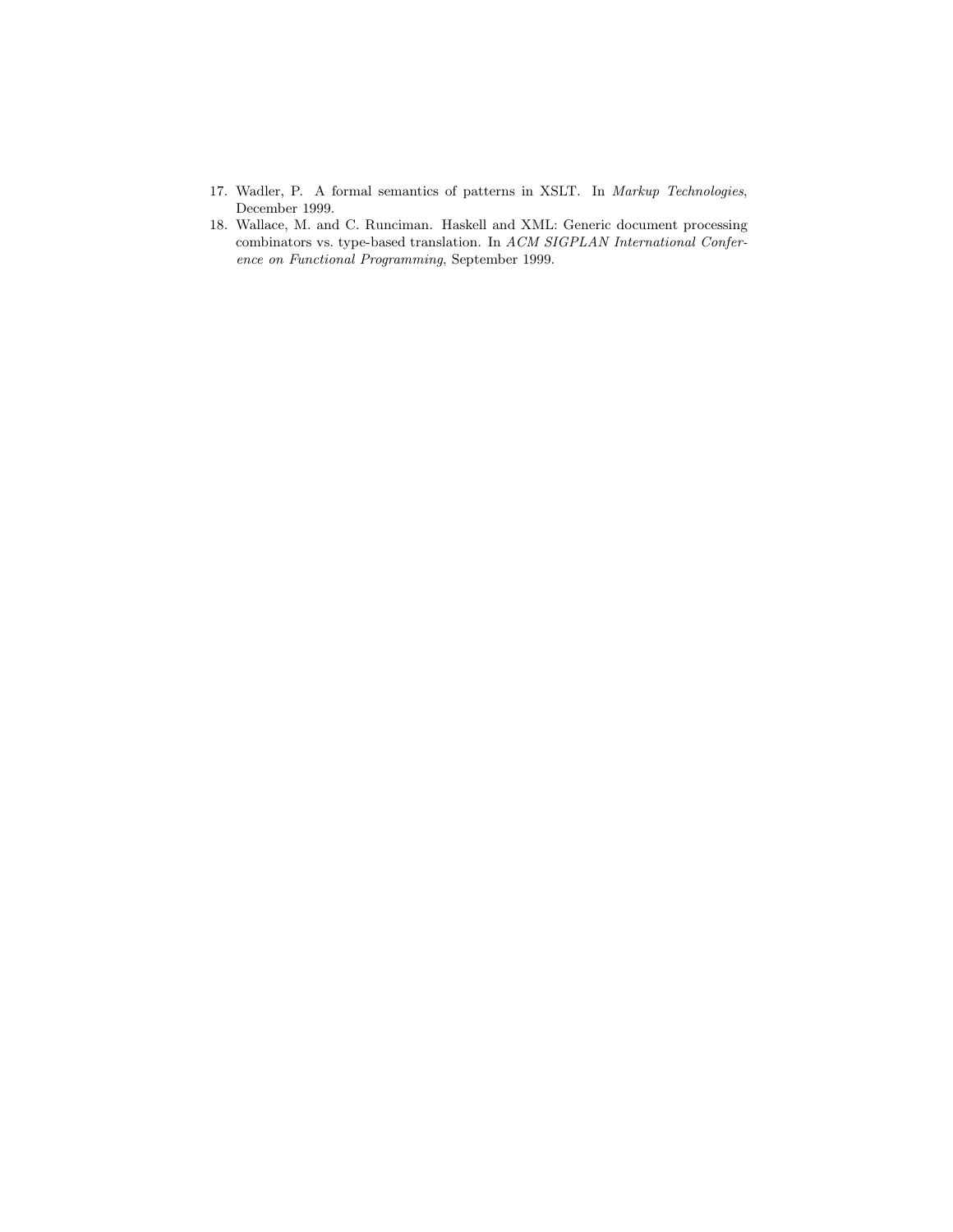17. Wadler, P. A formal semantics of patterns in XSLT. In *Markup Technologies*, December 1999.
18. Wallace, M. and C. Runciman. Haskell and XML: Generic document processing combinators vs. type-based translation. In *ACM SIGPLAN International Conference on Functional Programming*, September 1999.